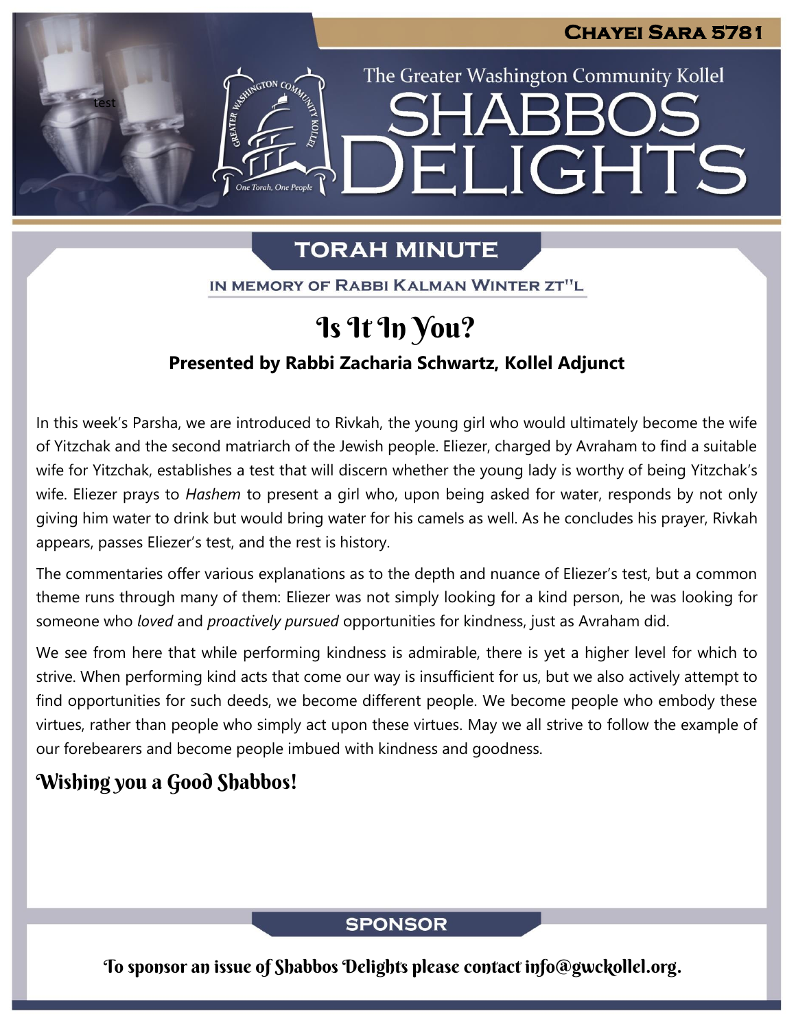# Chayei Sara 5781

The Greater Washington Community Kollel

# SHABBOS DELIGHTS

## TORAH MINUTE

IN MEMORY OF RABBI KALMAN WINTER ZT"L

# Is It In You?

**Presented by Rabbi Zacharia Schwartz, Kollel Adjunct**

In this week's Parsha, we are introduced to Rivkah, the young girl who would ultimately become the wife of Yitzchak and the second matriarch of the Jewish people. Eliezer, charged by Avraham to find a suitable wife for Yitzchak, establishes a test that will discern whether the young lady is worthy of being Yitzchak's wife. Eliezer prays to *Hashem* to present a girl who, upon being asked for water, responds by not only giving him water to drink but would bring water for his camels as well. As he concludes his prayer, Rivkah appears, passes Eliezer's test, and the rest is history.

The commentaries offer various explanations as to the depth and nuance of Eliezer's test, but a common theme runs through many of them: Eliezer was not simply looking for a kind person, he was looking for someone who *loved* and *proactively pursued* opportunities for kindness, just as Avraham did.

We see from here that while performing kindness is admirable, there is yet a higher level for which to strive. When performing kind acts that come our way is insufficient for us, but we also actively attempt to find opportunities for such deeds, we become different people. We become people who embody these virtues, rather than people who simply act upon these virtues. May we all strive to follow the example of our forebearers and become people imbued with kindness and goodness.

**Wishing you a Good Shabbos!**

## SPONSOR

To sponsor an issue of Shabbos Delights please contact info@gwckollel.org.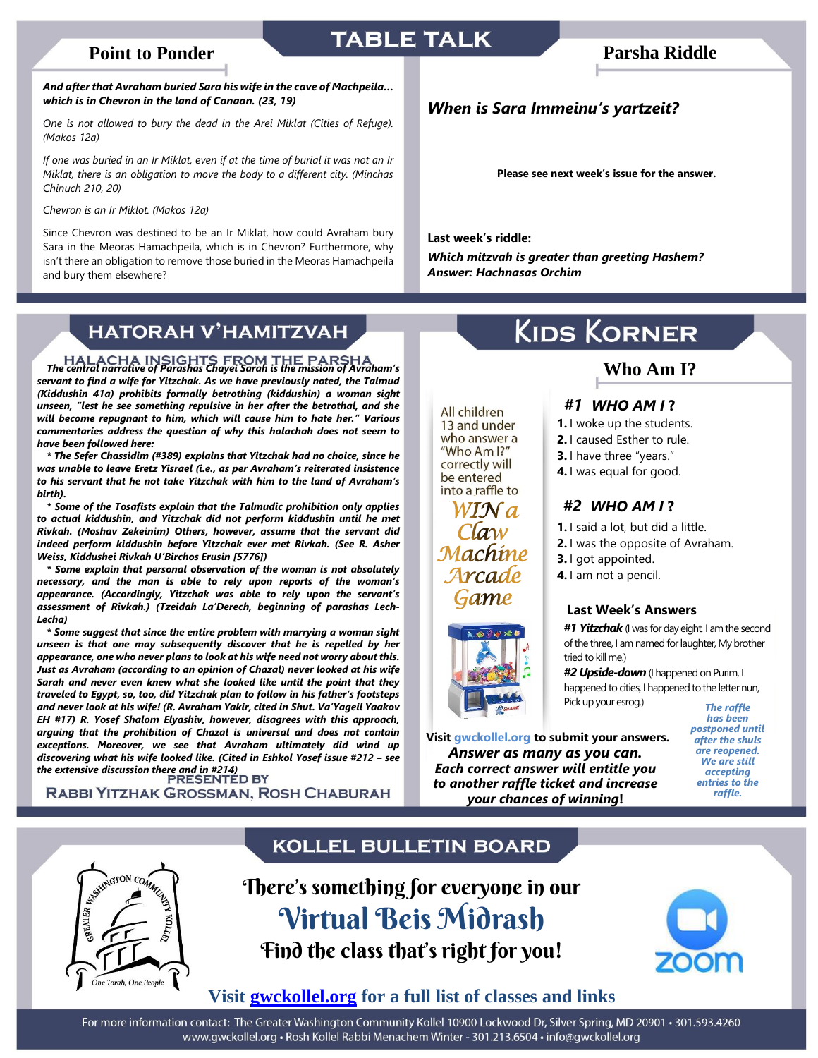# TABLE TALK

## Point to Ponder

***And after that Avraham buried Sara his wife in the cave of Machpeila... which is in Chevron in the land of Canaan. (23, 19)***

*One is not allowed to bury the dead in the Arei Miklat (Cities of Refuge). (Makos 12a)*

*If one was buried in an Ir Miklat, even if at the time of burial it was not an Ir Miklat, there is an obligation to move the body to a different city. (Minchas Chinuch 210, 20)*

*Chevron is an Ir Miklot. (Makos 12a)*

Since Chevron was destined to be an Ir Miklat, how could Avraham bury Sara in the Meoras Hamachpeila, which is in Chevron? Furthermore, why isn't there an obligation to remove those buried in the Meoras Hamachpeila and bury them elsewhere?

## Parsha Riddle

***When is Sara Immeinu's yartzeit?***

**Please see next week's issue for the answer.**

**Last week's riddle:**

***Which mitzvah is greater than greeting Hashem?***
***Answer: Hachnasas Orchim***

# HATORAH V'HAMITZVAH

## HALACHA INSIGHTS FROM THE PARSHA

***The central narrative of Parashas Chayei Sarah is the mission of Avraham's servant to find a wife for Yitzchak. As we have previously noted, the Talmud (Kiddushin 41a) prohibits formally betrothing (kiddushin) a woman sight unseen, "lest he see something repulsive in her after the betrothal, and she will become repugnant to him, which will cause him to hate her." Various commentaries address the question of why this halachah does not seem to have been followed here:***

***\* The Sefer Chassidim (#389) explains that Yitzchak had no choice, since he was unable to leave Eretz Yisrael (i.e., as per Avraham's reiterated insistence to his servant that he not take Yitzchak with him to the land of Avraham's birth).***

***\* Some of the Tosafists explain that the Talmudic prohibition only applies to actual kiddushin, and Yitzchak did not perform kiddushin until he met Rivkah. (Moshav Zekeinim) Others, however, assume that the servant did indeed perform kiddushin before Yitzchak ever met Rivkah. (See R. Asher Weiss, Kiddushei Rivkah U'Birchos Erusin [5776])***

***\* Some explain that personal observation of the woman is not absolutely necessary, and the man is able to rely upon reports of the woman's appearance. (Accordingly, Yitzchak was able to rely upon the servant's assessment of Rivkah.) (Tzeidah La'Derech, beginning of parashas Lech-Lecha)***

***\* Some suggest that since the entire problem with marrying a woman sight unseen is that one may subsequently discover that he is repelled by her appearance, one who never plans to look at his wife need not worry about this. Just as Avraham (according to an opinion of Chazal) never looked at his wife Sarah and never even knew what she looked like until the point that they traveled to Egypt, so, too, did Yitzchak plan to follow in his father's footsteps and never look at his wife! (R. Avraham Yakir, cited in Shut. Va'Yageil Yaakov EH #17) R. Yosef Shalom Elyashiv, however, disagrees with this approach, arguing that the prohibition of Chazal is universal and does not contain exceptions. Moreover, we see that Avraham ultimately did wind up discovering what his wife looked like. (Cited in Eshkol Yosef issue #212 – see the extensive discussion there and in #214)***

PRESENTED BY
RABBI YITZHAK GROSSMAN, ROSH CHABURAH

# KIDS KORNER

All children 13 and under who answer a "Who Am I?" correctly will be entered into a raffle to

**WIN a Claw Machine Arcade Game**

## Who Am I?

### #1 WHO AM I ?

1. I woke up the students.
2. I caused Esther to rule.
3. I have three "years."
4. I was equal for good.

### #2 WHO AM I ?

1. I said a lot, but did a little.
2. I was the opposite of Avraham.
3. I got appointed.
4. I am not a pencil.

### Last Week's Answers

***#1 Yitzchak*** (I was for day eight, I am the second of the three, I am named for laughter, My brother tried to kill me.)

***#2 Upside-down*** (I happened on Purim, I happened to cities, I happened to the letter nun, Pick up your esrog.)

**Visit gwckollel.org to submit your answers.**

***Answer as many as you can.***
***Each correct answer will entitle you to another raffle ticket and increase your chances of winning!***

*The raffle has been postponed until after the shuls are reopened. We are still accepting entries to the raffle.*

# KOLLEL BULLETIN BOARD

GREATER WASHINGTON COMMUNITY KOLLEL
One Torah, One People

There's something for everyone in our

**Virtual Beis Midrash**

Find the class that's right for you!

zoom

**Visit gwckollel.org for a full list of classes and links**

For more information contact: The Greater Washington Community Kollel 10900 Lockwood Dr, Silver Spring, MD 20901 • 301.593.4260
www.gwckollel.org • Rosh Kollel Rabbi Menachem Winter - 301.213.6504 • info@gwckollel.org